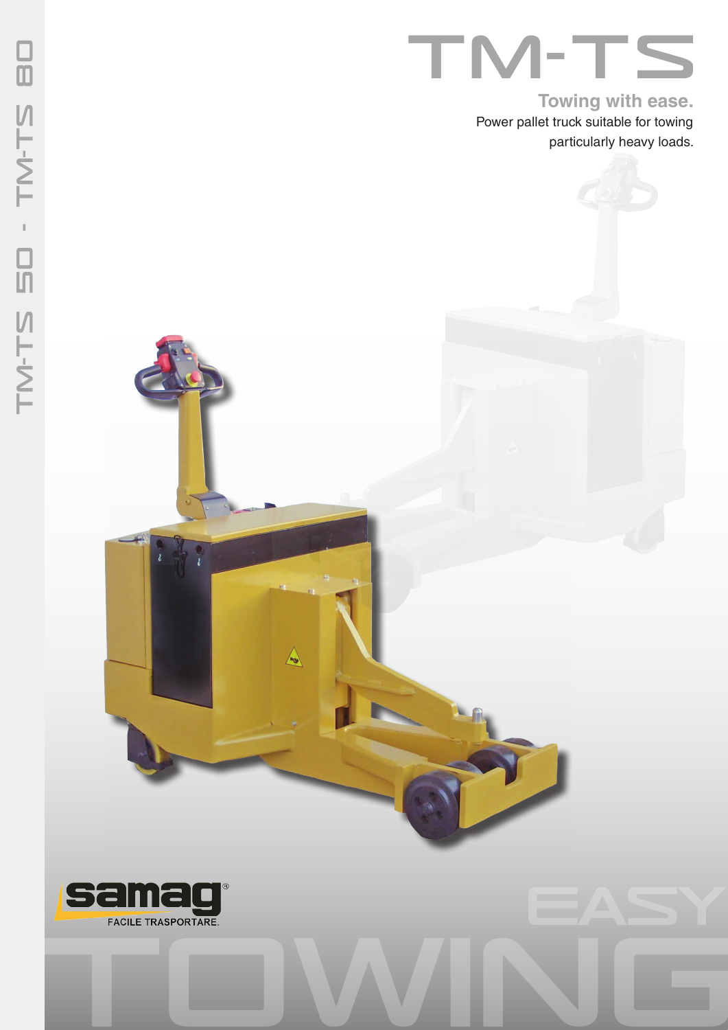# TM-TS

**Towing with ease.**

Power pallet truck suitable for towing particularly heavy loads.

TM-TS 50 - TM-TS 80

samag®
FACILE TRASPORTARE.

EASY TOWING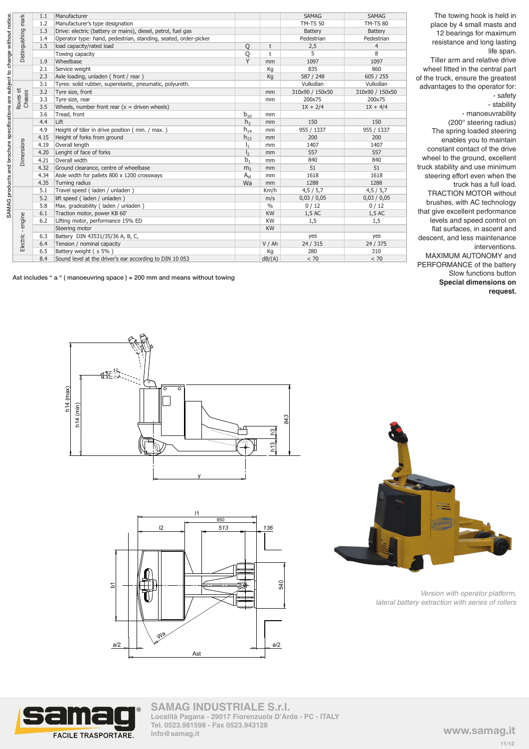| | | | | | SAMAG | SAMAG |
|---|---|---|---|---|---|---|
| Distinguishing mark | 1.1 | Manufacturer | | | SAMAG | SAMAG |
| | 1.2 | Manufacturer's type designation | | | TM-TS 50 | TM-TS 80 |
| | 1.3 | Drive: electric (battery or mains), diesel, petrol, fuel gas | | | Battery | Battery |
| | 1.4 | Operator type: hand, pedestrian, standing, seated, order-picker | | | Pedestrian | Pedestrian |
| | 1.5 | load capacity/rated load | Q | t | 2,5 | 4 |
| | | Towing capacity | Q | t | 5 | 8 |
| | 1.9 | Wheelbase | Y | mm | 1097 | 1097 |
| | 2.1 | Service weight | | Kg | 835 | 860 |
| | 2.3 | Axle loading, unladen ( front / rear ) | | Kg | 587 / 248 | 605 / 255 |
| Roues et Chassis | 3.1 | Tyres: solid rubber, superelastic, pneumatic, polyureth. | | | Vulkollan | Vulkollan |
| | 3.2 | Tyre size, front | | mm | 310x90 / 150x50 | 310x90 / 150x50 |
| | 3.3 | Tyre size, rear | | mm | 200x75 | 200x75 |
| | 3.5 | Wheels, number front rear (x = driven wheels) | | | 1X + 2/4 | 1X + 4/4 |
| | 3.6 | Tread, front | $b_{10}$ | mm | | |
| Dimensions | 4.4 | Lift | $h_3$ | mm | 150 | 150 |
| | 4.9 | Height of tiller in drive position ( min. / max. ) | $h_{14}$ | mm | 955 / 1337 | 955 / 1337 |
| | 4.15 | Height of forks from ground | $h_{13}$ | mm | 200 | 200 |
| | 4.19 | Overall length | $l_1$ | mm | 1407 | 1407 |
| | 4.20 | Lenght of face of forks | $l_2$ | mm | 557 | 557 |
| | 4.21 | Overall width | $b_1$ | mm | 840 | 840 |
| | 4.32 | Ground clearance, centre of wheelbase | $m_2$ | mm | 51 | 51 |
| | 4.34 | Aisle width for pallets 800 x 1200 crossways | $A_{st}$ | mm | 1618 | 1618 |
| | 4.35 | Turning radius | Wa | mm | 1288 | 1288 |
| | 5.1 | Travel speed ( laden / unladen ) | | Km/h | 4,5 / 5,7 | 4,5 / 5,7 |
| | 5.2 | lift speed ( laden / unladen ) | | m/s | 0,03 / 0,05 | 0,03 / 0,05 |
| | 5.8 | Max. gradeability ( laden / unladen ) | | % | 0 / 12 | 0 / 12 |
| Electric - engine | 6.1 | Traction motor, power KB 60' | | KW | 1,5 AC | 1,5 AC |
| | 6.2 | Lifting motor, performance 15% ED | | KW | 1,5 | 1,5 |
| | | Steering motor | | KW | | |
| | 6.3 | Battery DIN 43531/35/36 A, B, C, | | | yes | yes |
| | 6.4 | Tension / nominal capacity | | V / Ah | 24 / 315 | 24 / 375 |
| | 6.5 | Battery weight ( ± 5% ) | | Kg | 280 | 310 |
| | 8.4 | Sound level at the driver's ear according to DIN 10 053 | | dB/(A) | < 70 | < 70 |

SAMAG products and brochure specifications are subject to change without notice.

Ast includes " a " ( manoeuvring space ) = 200 mm and means without towing

The towing hook is held in place by 4 small masts and 12 bearings for maximum resistance and long lasting life span.
Tiller arm and relative drive wheel fitted in the central part of the truck, ensure the greatest advantages to the operator for:
- safety
- stability
- manoeuvrability
(200° steering radius)
The spring loaded steering enables you to maintain constant contact of the drive wheel to the ground, excellent truck stability and use minimum steering effort even when the truck has a full load.
TRACTION MOTOR without brushes, with AC technology that give excellent performance levels and speed control on flat surfaces, in ascent and descent, and less maintenance interventions.
MAXIMUM AUTONOMY and PERFORMANCE of the battery
Slow functions button
**Special dimensions on request.**

h14 (max)
h14 (min)
843
h3
h13
y

l1
850
l2
513
136
b1
540
Wa
a/2
a/2
Ast

*Version with operator platform, lateral battery extraction with series of rollers*

FACILE TRASPORTARE.

**SAMAG INDUSTRIALE S.r.l.**
**Località Pagana - 29017 Fiorenzuola D'Arda - PC - ITALY**
**Tel. 0523.981598 - Fax 0523.943128**
**info@samag.it**

**www.samag.it**